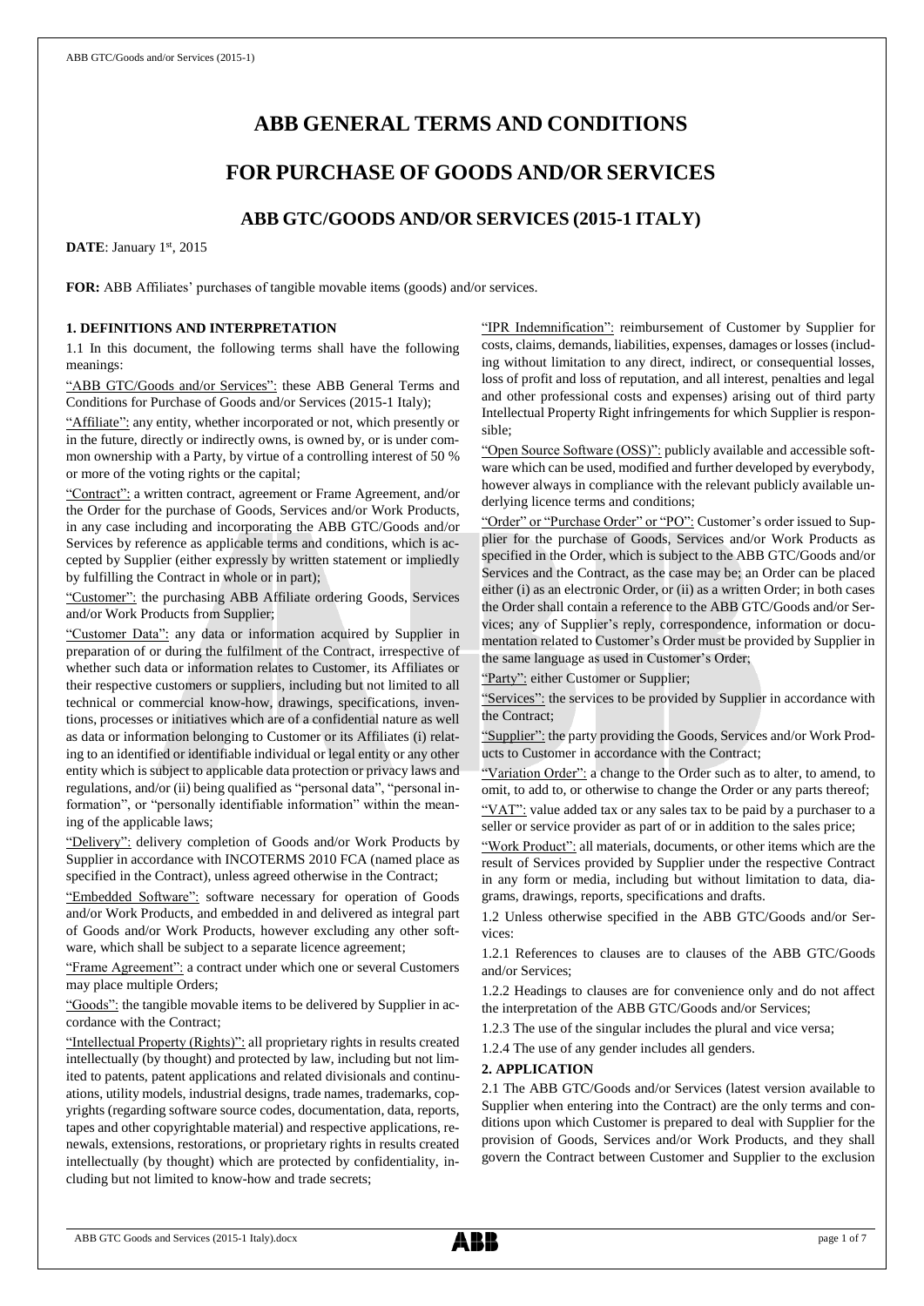# ABB GENERAL TERMS AND CONDITIONS

# FOR PURCHASE OF GOODS AND/OR SERVICES

## ABB GTC/GOODS AND/OR SERVICES (2015-1 ITALY)

**DATE**: January 1st, 2015

**FOR:** ABB Affiliates' purchases of tangible movable items (goods) and/or services.

### 1. DEFINITIONS AND INTERPRETATION

1.1 In this document, the following terms shall have the following meanings:

"ABB GTC/Goods and/or Services": these ABB General Terms and Conditions for Purchase of Goods and/or Services (2015-1 Italy);

"Affiliate": any entity, whether incorporated or not, which presently or in the future, directly or indirectly owns, is owned by, or is under common ownership with a Party, by virtue of a controlling interest of 50 % or more of the voting rights or the capital;

"Contract": a written contract, agreement or Frame Agreement, and/or the Order for the purchase of Goods, Services and/or Work Products, in any case including and incorporating the ABB GTC/Goods and/or Services by reference as applicable terms and conditions, which is accepted by Supplier (either expressly by written statement or impliedly by fulfilling the Contract in whole or in part);

"Customer": the purchasing ABB Affiliate ordering Goods, Services and/or Work Products from Supplier;

"Customer Data": any data or information acquired by Supplier in preparation of or during the fulfilment of the Contract, irrespective of whether such data or information relates to Customer, its Affiliates or their respective customers or suppliers, including but not limited to all technical or commercial know-how, drawings, specifications, inventions, processes or initiatives which are of a confidential nature as well as data or information belonging to Customer or its Affiliates (i) relating to an identified or identifiable individual or legal entity or any other entity which is subject to applicable data protection or privacy laws and regulations, and/or (ii) being qualified as "personal data", "personal information", or "personally identifiable information" within the meaning of the applicable laws;

"Delivery": delivery completion of Goods and/or Work Products by Supplier in accordance with INCOTERMS 2010 FCA (named place as specified in the Contract), unless agreed otherwise in the Contract;

"Embedded Software": software necessary for operation of Goods and/or Work Products, and embedded in and delivered as integral part of Goods and/or Work Products, however excluding any other software, which shall be subject to a separate licence agreement;

"Frame Agreement": a contract under which one or several Customers may place multiple Orders;

"Goods": the tangible movable items to be delivered by Supplier in accordance with the Contract;

"Intellectual Property (Rights)": all proprietary rights in results created intellectually (by thought) and protected by law, including but not limited to patents, patent applications and related divisionals and continuations, utility models, industrial designs, trade names, trademarks, copyrights (regarding software source codes, documentation, data, reports, tapes and other copyrightable material) and respective applications, renewals, extensions, restorations, or proprietary rights in results created intellectually (by thought) which are protected by confidentiality, including but not limited to know-how and trade secrets;

"IPR Indemnification": reimbursement of Customer by Supplier for costs, claims, demands, liabilities, expenses, damages or losses (including without limitation to any direct, indirect, or consequential losses, loss of profit and loss of reputation, and all interest, penalties and legal and other professional costs and expenses) arising out of third party Intellectual Property Right infringements for which Supplier is responsible;

"Open Source Software (OSS)": publicly available and accessible software which can be used, modified and further developed by everybody, however always in compliance with the relevant publicly available underlying licence terms and conditions;

"Order" or "Purchase Order" or "PO": Customer's order issued to Supplier for the purchase of Goods, Services and/or Work Products as specified in the Order, which is subject to the ABB GTC/Goods and/or Services and the Contract, as the case may be; an Order can be placed either (i) as an electronic Order, or (ii) as a written Order; in both cases the Order shall contain a reference to the ABB GTC/Goods and/or Services; any of Supplier's reply, correspondence, information or documentation related to Customer's Order must be provided by Supplier in the same language as used in Customer's Order;

"Party": either Customer or Supplier;

"Services": the services to be provided by Supplier in accordance with the Contract;

"Supplier": the party providing the Goods, Services and/or Work Products to Customer in accordance with the Contract;

"Variation Order": a change to the Order such as to alter, to amend, to omit, to add to, or otherwise to change the Order or any parts thereof;

"VAT": value added tax or any sales tax to be paid by a purchaser to a seller or service provider as part of or in addition to the sales price;

"Work Product": all materials, documents, or other items which are the result of Services provided by Supplier under the respective Contract in any form or media, including but without limitation to data, diagrams, drawings, reports, specifications and drafts.

1.2 Unless otherwise specified in the ABB GTC/Goods and/or Services:

1.2.1 References to clauses are to clauses of the ABB GTC/Goods and/or Services;

1.2.2 Headings to clauses are for convenience only and do not affect the interpretation of the ABB GTC/Goods and/or Services;

1.2.3 The use of the singular includes the plural and vice versa;

1.2.4 The use of any gender includes all genders.

### 2. APPLICATION

2.1 The ABB GTC/Goods and/or Services (latest version available to Supplier when entering into the Contract) are the only terms and conditions upon which Customer is prepared to deal with Supplier for the provision of Goods, Services and/or Work Products, and they shall govern the Contract between Customer and Supplier to the exclusion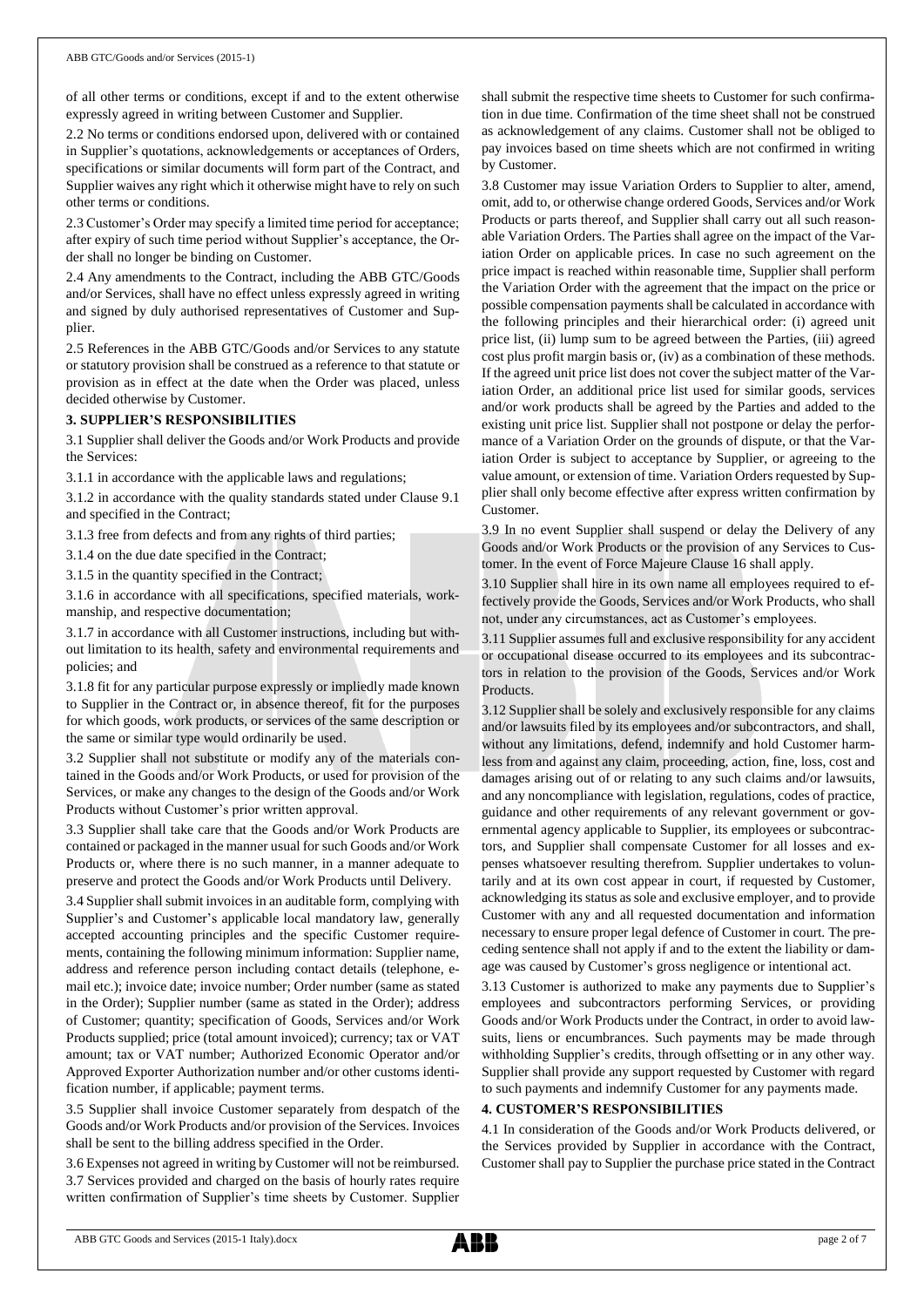of all other terms or conditions, except if and to the extent otherwise expressly agreed in writing between Customer and Supplier.

2.2 No terms or conditions endorsed upon, delivered with or contained in Supplier's quotations, acknowledgements or acceptances of Orders, specifications or similar documents will form part of the Contract, and Supplier waives any right which it otherwise might have to rely on such other terms or conditions.

2.3 Customer's Order may specify a limited time period for acceptance; after expiry of such time period without Supplier's acceptance, the Order shall no longer be binding on Customer.

2.4 Any amendments to the Contract, including the ABB GTC/Goods and/or Services, shall have no effect unless expressly agreed in writing and signed by duly authorised representatives of Customer and Supplier.

2.5 References in the ABB GTC/Goods and/or Services to any statute or statutory provision shall be construed as a reference to that statute or provision as in effect at the date when the Order was placed, unless decided otherwise by Customer.

## 3. SUPPLIER'S RESPONSIBILITIES

3.1 Supplier shall deliver the Goods and/or Work Products and provide the Services:

3.1.1 in accordance with the applicable laws and regulations;

3.1.2 in accordance with the quality standards stated under Clause 9.1 and specified in the Contract;

3.1.3 free from defects and from any rights of third parties;

3.1.4 on the due date specified in the Contract;

3.1.5 in the quantity specified in the Contract;

3.1.6 in accordance with all specifications, specified materials, workmanship, and respective documentation;

3.1.7 in accordance with all Customer instructions, including but without limitation to its health, safety and environmental requirements and policies; and

3.1.8 fit for any particular purpose expressly or impliedly made known to Supplier in the Contract or, in absence thereof, fit for the purposes for which goods, work products, or services of the same description or the same or similar type would ordinarily be used.

3.2 Supplier shall not substitute or modify any of the materials contained in the Goods and/or Work Products, or used for provision of the Services, or make any changes to the design of the Goods and/or Work Products without Customer's prior written approval.

3.3 Supplier shall take care that the Goods and/or Work Products are contained or packaged in the manner usual for such Goods and/or Work Products or, where there is no such manner, in a manner adequate to preserve and protect the Goods and/or Work Products until Delivery.

3.4 Supplier shall submit invoices in an auditable form, complying with Supplier's and Customer's applicable local mandatory law, generally accepted accounting principles and the specific Customer requirements, containing the following minimum information: Supplier name, address and reference person including contact details (telephone, e-mail etc.); invoice date; invoice number; Order number (same as stated in the Order); Supplier number (same as stated in the Order); address of Customer; quantity; specification of Goods, Services and/or Work Products supplied; price (total amount invoiced); currency; tax or VAT amount; tax or VAT number; Authorized Economic Operator and/or Approved Exporter Authorization number and/or other customs identification number, if applicable; payment terms.

3.5 Supplier shall invoice Customer separately from despatch of the Goods and/or Work Products and/or provision of the Services. Invoices shall be sent to the billing address specified in the Order.

3.6 Expenses not agreed in writing by Customer will not be reimbursed.

3.7 Services provided and charged on the basis of hourly rates require written confirmation of Supplier's time sheets by Customer. Supplier shall submit the respective time sheets to Customer for such confirmation in due time. Confirmation of the time sheet shall not be construed as acknowledgement of any claims. Customer shall not be obliged to pay invoices based on time sheets which are not confirmed in writing by Customer.

3.8 Customer may issue Variation Orders to Supplier to alter, amend, omit, add to, or otherwise change ordered Goods, Services and/or Work Products or parts thereof, and Supplier shall carry out all such reasonable Variation Orders. The Parties shall agree on the impact of the Variation Order on applicable prices. In case no such agreement on the price impact is reached within reasonable time, Supplier shall perform the Variation Order with the agreement that the impact on the price or possible compensation payments shall be calculated in accordance with the following principles and their hierarchical order: (i) agreed unit price list, (ii) lump sum to be agreed between the Parties, (iii) agreed cost plus profit margin basis or, (iv) as a combination of these methods. If the agreed unit price list does not cover the subject matter of the Variation Order, an additional price list used for similar goods, services and/or work products shall be agreed by the Parties and added to the existing unit price list. Supplier shall not postpone or delay the performance of a Variation Order on the grounds of dispute, or that the Variation Order is subject to acceptance by Supplier, or agreeing to the value amount, or extension of time. Variation Orders requested by Supplier shall only become effective after express written confirmation by Customer.

3.9 In no event Supplier shall suspend or delay the Delivery of any Goods and/or Work Products or the provision of any Services to Customer. In the event of Force Majeure Clause 16 shall apply.

3.10 Supplier shall hire in its own name all employees required to effectively provide the Goods, Services and/or Work Products, who shall not, under any circumstances, act as Customer's employees.

3.11 Supplier assumes full and exclusive responsibility for any accident or occupational disease occurred to its employees and its subcontractors in relation to the provision of the Goods, Services and/or Work Products.

3.12 Supplier shall be solely and exclusively responsible for any claims and/or lawsuits filed by its employees and/or subcontractors, and shall, without any limitations, defend, indemnify and hold Customer harmless from and against any claim, proceeding, action, fine, loss, cost and damages arising out of or relating to any such claims and/or lawsuits, and any noncompliance with legislation, regulations, codes of practice, guidance and other requirements of any relevant government or governmental agency applicable to Supplier, its employees or subcontractors, and Supplier shall compensate Customer for all losses and expenses whatsoever resulting therefrom. Supplier undertakes to voluntarily and at its own cost appear in court, if requested by Customer, acknowledging its status as sole and exclusive employer, and to provide Customer with any and all requested documentation and information necessary to ensure proper legal defence of Customer in court. The preceding sentence shall not apply if and to the extent the liability or damage was caused by Customer's gross negligence or intentional act.

3.13 Customer is authorized to make any payments due to Supplier's employees and subcontractors performing Services, or providing Goods and/or Work Products under the Contract, in order to avoid lawsuits, liens or encumbrances. Such payments may be made through withholding Supplier's credits, through offsetting or in any other way. Supplier shall provide any support requested by Customer with regard to such payments and indemnify Customer for any payments made.

## 4. CUSTOMER'S RESPONSIBILITIES

4.1 In consideration of the Goods and/or Work Products delivered, or the Services provided by Supplier in accordance with the Contract, Customer shall pay to Supplier the purchase price stated in the Contract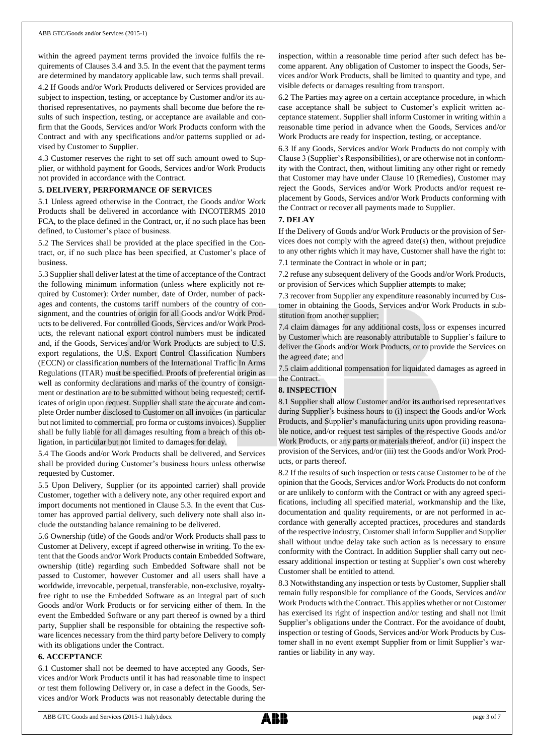within the agreed payment terms provided the invoice fulfils the requirements of Clauses 3.4 and 3.5. In the event that the payment terms are determined by mandatory applicable law, such terms shall prevail.

4.2 If Goods and/or Work Products delivered or Services provided are subject to inspection, testing, or acceptance by Customer and/or its authorised representatives, no payments shall become due before the results of such inspection, testing, or acceptance are available and confirm that the Goods, Services and/or Work Products conform with the Contract and with any specifications and/or patterns supplied or advised by Customer to Supplier.

4.3 Customer reserves the right to set off such amount owed to Supplier, or withhold payment for Goods, Services and/or Work Products not provided in accordance with the Contract.

**5. DELIVERY, PERFORMANCE OF SERVICES**

5.1 Unless agreed otherwise in the Contract, the Goods and/or Work Products shall be delivered in accordance with INCOTERMS 2010 FCA, to the place defined in the Contract, or, if no such place has been defined, to Customer's place of business.

5.2 The Services shall be provided at the place specified in the Contract, or, if no such place has been specified, at Customer's place of business.

5.3 Supplier shall deliver latest at the time of acceptance of the Contract the following minimum information (unless where explicitly not required by Customer): Order number, date of Order, number of packages and contents, the customs tariff numbers of the country of consignment, and the countries of origin for all Goods and/or Work Products to be delivered. For controlled Goods, Services and/or Work Products, the relevant national export control numbers must be indicated and, if the Goods, Services and/or Work Products are subject to U.S. export regulations, the U.S. Export Control Classification Numbers (ECCN) or classification numbers of the International Traffic In Arms Regulations (ITAR) must be specified. Proofs of preferential origin as well as conformity declarations and marks of the country of consignment or destination are to be submitted without being requested; certificates of origin upon request. Supplier shall state the accurate and complete Order number disclosed to Customer on all invoices (in particular but not limited to commercial, pro forma or customs invoices). Supplier shall be fully liable for all damages resulting from a breach of this obligation, in particular but not limited to damages for delay.

5.4 The Goods and/or Work Products shall be delivered, and Services shall be provided during Customer's business hours unless otherwise requested by Customer.

5.5 Upon Delivery, Supplier (or its appointed carrier) shall provide Customer, together with a delivery note, any other required export and import documents not mentioned in Clause 5.3. In the event that Customer has approved partial delivery, such delivery note shall also include the outstanding balance remaining to be delivered.

5.6 Ownership (title) of the Goods and/or Work Products shall pass to Customer at Delivery, except if agreed otherwise in writing. To the extent that the Goods and/or Work Products contain Embedded Software, ownership (title) regarding such Embedded Software shall not be passed to Customer, however Customer and all users shall have a worldwide, irrevocable, perpetual, transferable, non-exclusive, royalty-free right to use the Embedded Software as an integral part of such Goods and/or Work Products or for servicing either of them. In the event the Embedded Software or any part thereof is owned by a third party, Supplier shall be responsible for obtaining the respective software licences necessary from the third party before Delivery to comply with its obligations under the Contract.

**6. ACCEPTANCE**

6.1 Customer shall not be deemed to have accepted any Goods, Services and/or Work Products until it has had reasonable time to inspect or test them following Delivery or, in case a defect in the Goods, Services and/or Work Products was not reasonably detectable during the inspection, within a reasonable time period after such defect has become apparent. Any obligation of Customer to inspect the Goods, Services and/or Work Products, shall be limited to quantity and type, and visible defects or damages resulting from transport.

6.2 The Parties may agree on a certain acceptance procedure, in which case acceptance shall be subject to Customer's explicit written acceptance statement. Supplier shall inform Customer in writing within a reasonable time period in advance when the Goods, Services and/or Work Products are ready for inspection, testing, or acceptance.

6.3 If any Goods, Services and/or Work Products do not comply with Clause 3 (Supplier's Responsibilities), or are otherwise not in conformity with the Contract, then, without limiting any other right or remedy that Customer may have under Clause 10 (Remedies), Customer may reject the Goods, Services and/or Work Products and/or request replacement by Goods, Services and/or Work Products conforming with the Contract or recover all payments made to Supplier.

**7. DELAY**

If the Delivery of Goods and/or Work Products or the provision of Services does not comply with the agreed date(s) then, without prejudice to any other rights which it may have, Customer shall have the right to:

7.1 terminate the Contract in whole or in part;

7.2 refuse any subsequent delivery of the Goods and/or Work Products, or provision of Services which Supplier attempts to make;

7.3 recover from Supplier any expenditure reasonably incurred by Customer in obtaining the Goods, Services and/or Work Products in substitution from another supplier;

7.4 claim damages for any additional costs, loss or expenses incurred by Customer which are reasonably attributable to Supplier's failure to deliver the Goods and/or Work Products, or to provide the Services on the agreed date; and

7.5 claim additional compensation for liquidated damages as agreed in the Contract.

**8. INSPECTION**

8.1 Supplier shall allow Customer and/or its authorised representatives during Supplier's business hours to (i) inspect the Goods and/or Work Products, and Supplier's manufacturing units upon providing reasonable notice, and/or request test samples of the respective Goods and/or Work Products, or any parts or materials thereof, and/or (ii) inspect the provision of the Services, and/or (iii) test the Goods and/or Work Products, or parts thereof.

8.2 If the results of such inspection or tests cause Customer to be of the opinion that the Goods, Services and/or Work Products do not conform or are unlikely to conform with the Contract or with any agreed specifications, including all specified material, workmanship and the like, documentation and quality requirements, or are not performed in accordance with generally accepted practices, procedures and standards of the respective industry, Customer shall inform Supplier and Supplier shall without undue delay take such action as is necessary to ensure conformity with the Contract. In addition Supplier shall carry out necessary additional inspection or testing at Supplier's own cost whereby Customer shall be entitled to attend.

8.3 Notwithstanding any inspection or tests by Customer, Supplier shall remain fully responsible for compliance of the Goods, Services and/or Work Products with the Contract. This applies whether or not Customer has exercised its right of inspection and/or testing and shall not limit Supplier's obligations under the Contract. For the avoidance of doubt, inspection or testing of Goods, Services and/or Work Products by Customer shall in no event exempt Supplier from or limit Supplier's warranties or liability in any way.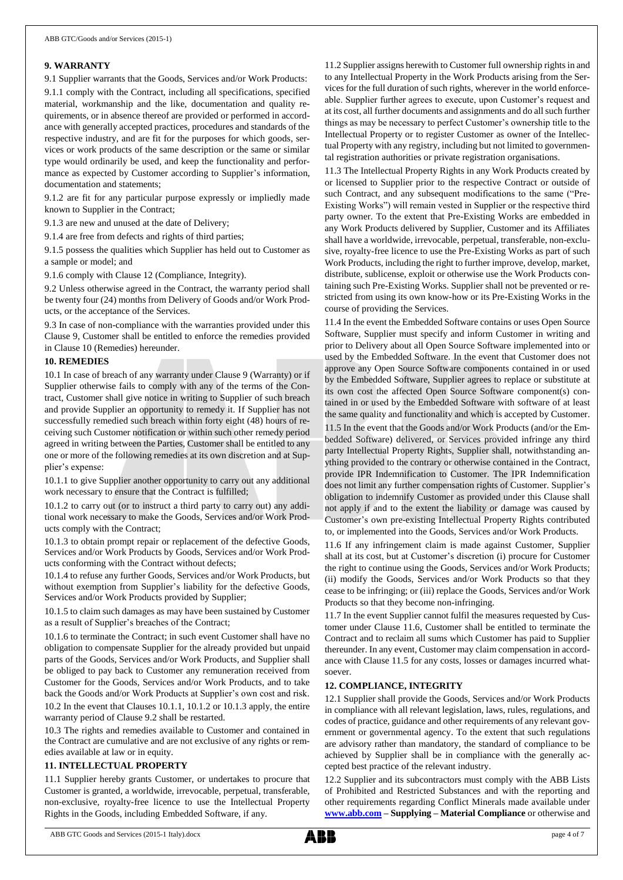## 9. WARRANTY

9.1 Supplier warrants that the Goods, Services and/or Work Products:

9.1.1 comply with the Contract, including all specifications, specified material, workmanship and the like, documentation and quality requirements, or in absence thereof are provided or performed in accordance with generally accepted practices, procedures and standards of the respective industry, and are fit for the purposes for which goods, services or work products of the same description or the same or similar type would ordinarily be used, and keep the functionality and performance as expected by Customer according to Supplier's information, documentation and statements;

9.1.2 are fit for any particular purpose expressly or impliedly made known to Supplier in the Contract;

9.1.3 are new and unused at the date of Delivery;

9.1.4 are free from defects and rights of third parties;

9.1.5 possess the qualities which Supplier has held out to Customer as a sample or model; and

9.1.6 comply with Clause 12 (Compliance, Integrity).

9.2 Unless otherwise agreed in the Contract, the warranty period shall be twenty four (24) months from Delivery of Goods and/or Work Products, or the acceptance of the Services.

9.3 In case of non-compliance with the warranties provided under this Clause 9, Customer shall be entitled to enforce the remedies provided in Clause 10 (Remedies) hereunder.

## 10. REMEDIES

10.1 In case of breach of any warranty under Clause 9 (Warranty) or if Supplier otherwise fails to comply with any of the terms of the Contract, Customer shall give notice in writing to Supplier of such breach and provide Supplier an opportunity to remedy it. If Supplier has not successfully remedied such breach within forty eight (48) hours of receiving such Customer notification or within such other remedy period agreed in writing between the Parties, Customer shall be entitled to any one or more of the following remedies at its own discretion and at Supplier's expense:

10.1.1 to give Supplier another opportunity to carry out any additional work necessary to ensure that the Contract is fulfilled;

10.1.2 to carry out (or to instruct a third party to carry out) any additional work necessary to make the Goods, Services and/or Work Products comply with the Contract;

10.1.3 to obtain prompt repair or replacement of the defective Goods, Services and/or Work Products by Goods, Services and/or Work Products conforming with the Contract without defects;

10.1.4 to refuse any further Goods, Services and/or Work Products, but without exemption from Supplier's liability for the defective Goods, Services and/or Work Products provided by Supplier;

10.1.5 to claim such damages as may have been sustained by Customer as a result of Supplier's breaches of the Contract;

10.1.6 to terminate the Contract; in such event Customer shall have no obligation to compensate Supplier for the already provided but unpaid parts of the Goods, Services and/or Work Products, and Supplier shall be obliged to pay back to Customer any remuneration received from Customer for the Goods, Services and/or Work Products, and to take back the Goods and/or Work Products at Supplier's own cost and risk.

10.2 In the event that Clauses 10.1.1, 10.1.2 or 10.1.3 apply, the entire warranty period of Clause 9.2 shall be restarted.

10.3 The rights and remedies available to Customer and contained in the Contract are cumulative and are not exclusive of any rights or remedies available at law or in equity.

## 11. INTELLECTUAL PROPERTY

11.1 Supplier hereby grants Customer, or undertakes to procure that Customer is granted, a worldwide, irrevocable, perpetual, transferable, non-exclusive, royalty-free licence to use the Intellectual Property Rights in the Goods, including Embedded Software, if any.

11.2 Supplier assigns herewith to Customer full ownership rights in and to any Intellectual Property in the Work Products arising from the Services for the full duration of such rights, wherever in the world enforceable. Supplier further agrees to execute, upon Customer's request and at its cost, all further documents and assignments and do all such further things as may be necessary to perfect Customer's ownership title to the Intellectual Property or to register Customer as owner of the Intellectual Property with any registry, including but not limited to governmental registration authorities or private registration organisations.

11.3 The Intellectual Property Rights in any Work Products created by or licensed to Supplier prior to the respective Contract or outside of such Contract, and any subsequent modifications to the same ("Pre-Existing Works") will remain vested in Supplier or the respective third party owner. To the extent that Pre-Existing Works are embedded in any Work Products delivered by Supplier, Customer and its Affiliates shall have a worldwide, irrevocable, perpetual, transferable, non-exclusive, royalty-free licence to use the Pre-Existing Works as part of such Work Products, including the right to further improve, develop, market, distribute, sublicense, exploit or otherwise use the Work Products containing such Pre-Existing Works. Supplier shall not be prevented or restricted from using its own know-how or its Pre-Existing Works in the course of providing the Services.

11.4 In the event the Embedded Software contains or uses Open Source Software, Supplier must specify and inform Customer in writing and prior to Delivery about all Open Source Software implemented into or used by the Embedded Software. In the event that Customer does not approve any Open Source Software components contained in or used by the Embedded Software, Supplier agrees to replace or substitute at its own cost the affected Open Source Software component(s) contained in or used by the Embedded Software with software of at least the same quality and functionality and which is accepted by Customer.

11.5 In the event that the Goods and/or Work Products (and/or the Embedded Software) delivered, or Services provided infringe any third party Intellectual Property Rights, Supplier shall, notwithstanding anything provided to the contrary or otherwise contained in the Contract, provide IPR Indemnification to Customer. The IPR Indemnification does not limit any further compensation rights of Customer. Supplier's obligation to indemnify Customer as provided under this Clause shall not apply if and to the extent the liability or damage was caused by Customer's own pre-existing Intellectual Property Rights contributed to, or implemented into the Goods, Services and/or Work Products.

11.6 If any infringement claim is made against Customer, Supplier shall at its cost, but at Customer's discretion (i) procure for Customer the right to continue using the Goods, Services and/or Work Products; (ii) modify the Goods, Services and/or Work Products so that they cease to be infringing; or (iii) replace the Goods, Services and/or Work Products so that they become non-infringing.

11.7 In the event Supplier cannot fulfil the measures requested by Customer under Clause 11.6, Customer shall be entitled to terminate the Contract and to reclaim all sums which Customer has paid to Supplier thereunder. In any event, Customer may claim compensation in accordance with Clause 11.5 for any costs, losses or damages incurred whatsoever.

## 12. COMPLIANCE, INTEGRITY

12.1 Supplier shall provide the Goods, Services and/or Work Products in compliance with all relevant legislation, laws, rules, regulations, and codes of practice, guidance and other requirements of any relevant government or governmental agency. To the extent that such regulations are advisory rather than mandatory, the standard of compliance to be achieved by Supplier shall be in compliance with the generally accepted best practice of the relevant industry.

12.2 Supplier and its subcontractors must comply with the ABB Lists of Prohibited and Restricted Substances and with the reporting and other requirements regarding Conflict Minerals made available under **www.abb.com – Supplying – Material Compliance** or otherwise and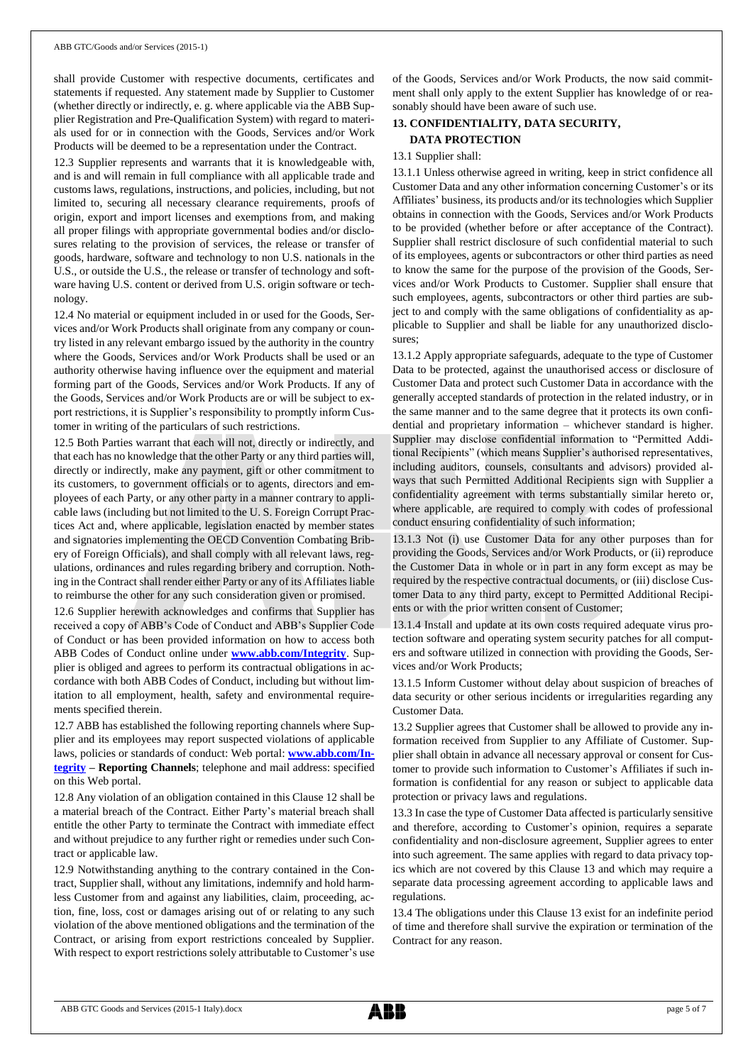shall provide Customer with respective documents, certificates and statements if requested. Any statement made by Supplier to Customer (whether directly or indirectly, e. g. where applicable via the ABB Supplier Registration and Pre-Qualification System) with regard to materials used for or in connection with the Goods, Services and/or Work Products will be deemed to be a representation under the Contract.

12.3 Supplier represents and warrants that it is knowledgeable with, and is and will remain in full compliance with all applicable trade and customs laws, regulations, instructions, and policies, including, but not limited to, securing all necessary clearance requirements, proofs of origin, export and import licenses and exemptions from, and making all proper filings with appropriate governmental bodies and/or disclosures relating to the provision of services, the release or transfer of goods, hardware, software and technology to non U.S. nationals in the U.S., or outside the U.S., the release or transfer of technology and software having U.S. content or derived from U.S. origin software or technology.

12.4 No material or equipment included in or used for the Goods, Services and/or Work Products shall originate from any company or country listed in any relevant embargo issued by the authority in the country where the Goods, Services and/or Work Products shall be used or an authority otherwise having influence over the equipment and material forming part of the Goods, Services and/or Work Products. If any of the Goods, Services and/or Work Products are or will be subject to export restrictions, it is Supplier's responsibility to promptly inform Customer in writing of the particulars of such restrictions.

12.5 Both Parties warrant that each will not, directly or indirectly, and that each has no knowledge that the other Party or any third parties will, directly or indirectly, make any payment, gift or other commitment to its customers, to government officials or to agents, directors and employees of each Party, or any other party in a manner contrary to applicable laws (including but not limited to the U. S. Foreign Corrupt Practices Act and, where applicable, legislation enacted by member states and signatories implementing the OECD Convention Combating Bribery of Foreign Officials), and shall comply with all relevant laws, regulations, ordinances and rules regarding bribery and corruption. Nothing in the Contract shall render either Party or any of its Affiliates liable to reimburse the other for any such consideration given or promised.

12.6 Supplier herewith acknowledges and confirms that Supplier has received a copy of ABB's Code of Conduct and ABB's Supplier Code of Conduct or has been provided information on how to access both ABB Codes of Conduct online under **www.abb.com/Integrity**. Supplier is obliged and agrees to perform its contractual obligations in accordance with both ABB Codes of Conduct, including but without limitation to all employment, health, safety and environmental requirements specified therein.

12.7 ABB has established the following reporting channels where Supplier and its employees may report suspected violations of applicable laws, policies or standards of conduct: Web portal: **www.abb.com/Integrity** – **Reporting Channels**; telephone and mail address: specified on this Web portal.

12.8 Any violation of an obligation contained in this Clause 12 shall be a material breach of the Contract. Either Party's material breach shall entitle the other Party to terminate the Contract with immediate effect and without prejudice to any further right or remedies under such Contract or applicable law.

12.9 Notwithstanding anything to the contrary contained in the Contract, Supplier shall, without any limitations, indemnify and hold harmless Customer from and against any liabilities, claim, proceeding, action, fine, loss, cost or damages arising out of or relating to any such violation of the above mentioned obligations and the termination of the Contract, or arising from export restrictions concealed by Supplier. With respect to export restrictions solely attributable to Customer's use of the Goods, Services and/or Work Products, the now said commitment shall only apply to the extent Supplier has knowledge of or reasonably should have been aware of such use.

## 13. CONFIDENTIALITY, DATA SECURITY, DATA PROTECTION

13.1 Supplier shall:

13.1.1 Unless otherwise agreed in writing, keep in strict confidence all Customer Data and any other information concerning Customer's or its Affiliates' business, its products and/or its technologies which Supplier obtains in connection with the Goods, Services and/or Work Products to be provided (whether before or after acceptance of the Contract). Supplier shall restrict disclosure of such confidential material to such of its employees, agents or subcontractors or other third parties as need to know the same for the purpose of the provision of the Goods, Services and/or Work Products to Customer. Supplier shall ensure that such employees, agents, subcontractors or other third parties are subject to and comply with the same obligations of confidentiality as applicable to Supplier and shall be liable for any unauthorized disclosures;

13.1.2 Apply appropriate safeguards, adequate to the type of Customer Data to be protected, against the unauthorised access or disclosure of Customer Data and protect such Customer Data in accordance with the generally accepted standards of protection in the related industry, or in the same manner and to the same degree that it protects its own confidential and proprietary information – whichever standard is higher. Supplier may disclose confidential information to "Permitted Additional Recipients" (which means Supplier's authorised representatives, including auditors, counsels, consultants and advisors) provided always that such Permitted Additional Recipients sign with Supplier a confidentiality agreement with terms substantially similar hereto or, where applicable, are required to comply with codes of professional conduct ensuring confidentiality of such information;

13.1.3 Not (i) use Customer Data for any other purposes than for providing the Goods, Services and/or Work Products, or (ii) reproduce the Customer Data in whole or in part in any form except as may be required by the respective contractual documents, or (iii) disclose Customer Data to any third party, except to Permitted Additional Recipients or with the prior written consent of Customer;

13.1.4 Install and update at its own costs required adequate virus protection software and operating system security patches for all computers and software utilized in connection with providing the Goods, Services and/or Work Products;

13.1.5 Inform Customer without delay about suspicion of breaches of data security or other serious incidents or irregularities regarding any Customer Data.

13.2 Supplier agrees that Customer shall be allowed to provide any information received from Supplier to any Affiliate of Customer. Supplier shall obtain in advance all necessary approval or consent for Customer to provide such information to Customer's Affiliates if such information is confidential for any reason or subject to applicable data protection or privacy laws and regulations.

13.3 In case the type of Customer Data affected is particularly sensitive and therefore, according to Customer's opinion, requires a separate confidentiality and non-disclosure agreement, Supplier agrees to enter into such agreement. The same applies with regard to data privacy topics which are not covered by this Clause 13 and which may require a separate data processing agreement according to applicable laws and regulations.

13.4 The obligations under this Clause 13 exist for an indefinite period of time and therefore shall survive the expiration or termination of the Contract for any reason.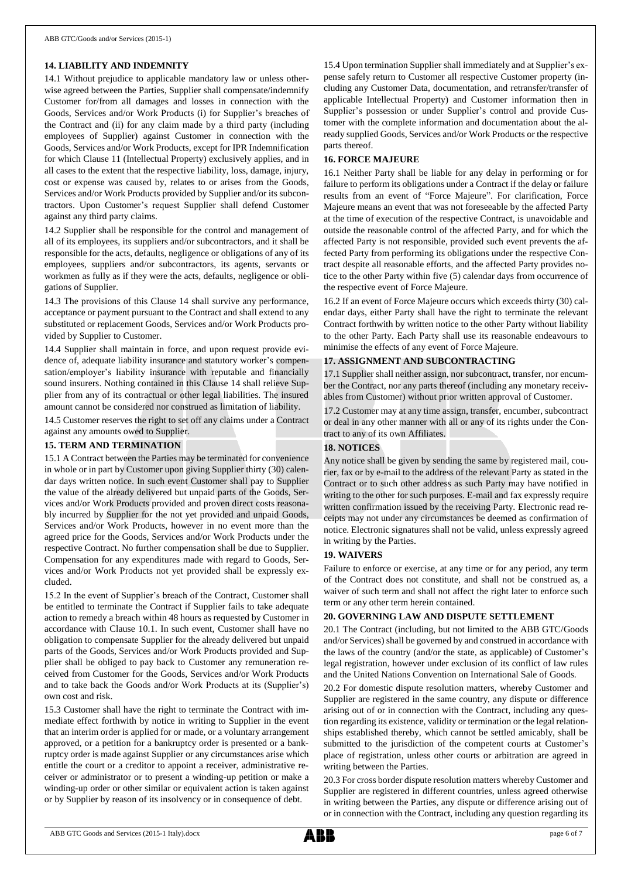## 14. LIABILITY AND INDEMNITY

14.1 Without prejudice to applicable mandatory law or unless otherwise agreed between the Parties, Supplier shall compensate/indemnify Customer for/from all damages and losses in connection with the Goods, Services and/or Work Products (i) for Supplier's breaches of the Contract and (ii) for any claim made by a third party (including employees of Supplier) against Customer in connection with the Goods, Services and/or Work Products, except for IPR Indemnification for which Clause 11 (Intellectual Property) exclusively applies, and in all cases to the extent that the respective liability, loss, damage, injury, cost or expense was caused by, relates to or arises from the Goods, Services and/or Work Products provided by Supplier and/or its subcontractors. Upon Customer's request Supplier shall defend Customer against any third party claims.

14.2 Supplier shall be responsible for the control and management of all of its employees, its suppliers and/or subcontractors, and it shall be responsible for the acts, defaults, negligence or obligations of any of its employees, suppliers and/or subcontractors, its agents, servants or workmen as fully as if they were the acts, defaults, negligence or obligations of Supplier.

14.3 The provisions of this Clause 14 shall survive any performance, acceptance or payment pursuant to the Contract and shall extend to any substituted or replacement Goods, Services and/or Work Products provided by Supplier to Customer.

14.4 Supplier shall maintain in force, and upon request provide evidence of, adequate liability insurance and statutory worker's compensation/employer's liability insurance with reputable and financially sound insurers. Nothing contained in this Clause 14 shall relieve Supplier from any of its contractual or other legal liabilities. The insured amount cannot be considered nor construed as limitation of liability.

14.5 Customer reserves the right to set off any claims under a Contract against any amounts owed to Supplier.

## 15. TERM AND TERMINATION

15.1 A Contract between the Parties may be terminated for convenience in whole or in part by Customer upon giving Supplier thirty (30) calendar days written notice. In such event Customer shall pay to Supplier the value of the already delivered but unpaid parts of the Goods, Services and/or Work Products provided and proven direct costs reasonably incurred by Supplier for the not yet provided and unpaid Goods, Services and/or Work Products, however in no event more than the agreed price for the Goods, Services and/or Work Products under the respective Contract. No further compensation shall be due to Supplier. Compensation for any expenditures made with regard to Goods, Services and/or Work Products not yet provided shall be expressly excluded.

15.2 In the event of Supplier's breach of the Contract, Customer shall be entitled to terminate the Contract if Supplier fails to take adequate action to remedy a breach within 48 hours as requested by Customer in accordance with Clause 10.1. In such event, Customer shall have no obligation to compensate Supplier for the already delivered but unpaid parts of the Goods, Services and/or Work Products provided and Supplier shall be obliged to pay back to Customer any remuneration received from Customer for the Goods, Services and/or Work Products and to take back the Goods and/or Work Products at its (Supplier's) own cost and risk.

15.3 Customer shall have the right to terminate the Contract with immediate effect forthwith by notice in writing to Supplier in the event that an interim order is applied for or made, or a voluntary arrangement approved, or a petition for a bankruptcy order is presented or a bankruptcy order is made against Supplier or any circumstances arise which entitle the court or a creditor to appoint a receiver, administrative receiver or administrator or to present a winding-up petition or make a winding-up order or other similar or equivalent action is taken against or by Supplier by reason of its insolvency or in consequence of debt.

15.4 Upon termination Supplier shall immediately and at Supplier's expense safely return to Customer all respective Customer property (including any Customer Data, documentation, and retransfer/transfer of applicable Intellectual Property) and Customer information then in Supplier's possession or under Supplier's control and provide Customer with the complete information and documentation about the already supplied Goods, Services and/or Work Products or the respective parts thereof.

## 16. FORCE MAJEURE

16.1 Neither Party shall be liable for any delay in performing or for failure to perform its obligations under a Contract if the delay or failure results from an event of "Force Majeure". For clarification, Force Majeure means an event that was not foreseeable by the affected Party at the time of execution of the respective Contract, is unavoidable and outside the reasonable control of the affected Party, and for which the affected Party is not responsible, provided such event prevents the affected Party from performing its obligations under the respective Contract despite all reasonable efforts, and the affected Party provides notice to the other Party within five (5) calendar days from occurrence of the respective event of Force Majeure.

16.2 If an event of Force Majeure occurs which exceeds thirty (30) calendar days, either Party shall have the right to terminate the relevant Contract forthwith by written notice to the other Party without liability to the other Party. Each Party shall use its reasonable endeavours to minimise the effects of any event of Force Majeure.

## 17. ASSIGNMENT AND SUBCONTRACTING

17.1 Supplier shall neither assign, nor subcontract, transfer, nor encumber the Contract, nor any parts thereof (including any monetary receivables from Customer) without prior written approval of Customer.

17.2 Customer may at any time assign, transfer, encumber, subcontract or deal in any other manner with all or any of its rights under the Contract to any of its own Affiliates.

## 18. NOTICES

Any notice shall be given by sending the same by registered mail, courier, fax or by e-mail to the address of the relevant Party as stated in the Contract or to such other address as such Party may have notified in writing to the other for such purposes. E-mail and fax expressly require written confirmation issued by the receiving Party. Electronic read receipts may not under any circumstances be deemed as confirmation of notice. Electronic signatures shall not be valid, unless expressly agreed in writing by the Parties.

## 19. WAIVERS

Failure to enforce or exercise, at any time or for any period, any term of the Contract does not constitute, and shall not be construed as, a waiver of such term and shall not affect the right later to enforce such term or any other term herein contained.

## 20. GOVERNING LAW AND DISPUTE SETTLEMENT

20.1 The Contract (including, but not limited to the ABB GTC/Goods and/or Services) shall be governed by and construed in accordance with the laws of the country (and/or the state, as applicable) of Customer's legal registration, however under exclusion of its conflict of law rules and the United Nations Convention on International Sale of Goods.

20.2 For domestic dispute resolution matters, whereby Customer and Supplier are registered in the same country, any dispute or difference arising out of or in connection with the Contract, including any question regarding its existence, validity or termination or the legal relationships established thereby, which cannot be settled amicably, shall be submitted to the jurisdiction of the competent courts at Customer's place of registration, unless other courts or arbitration are agreed in writing between the Parties.

20.3 For cross border dispute resolution matters whereby Customer and Supplier are registered in different countries, unless agreed otherwise in writing between the Parties, any dispute or difference arising out of or in connection with the Contract, including any question regarding its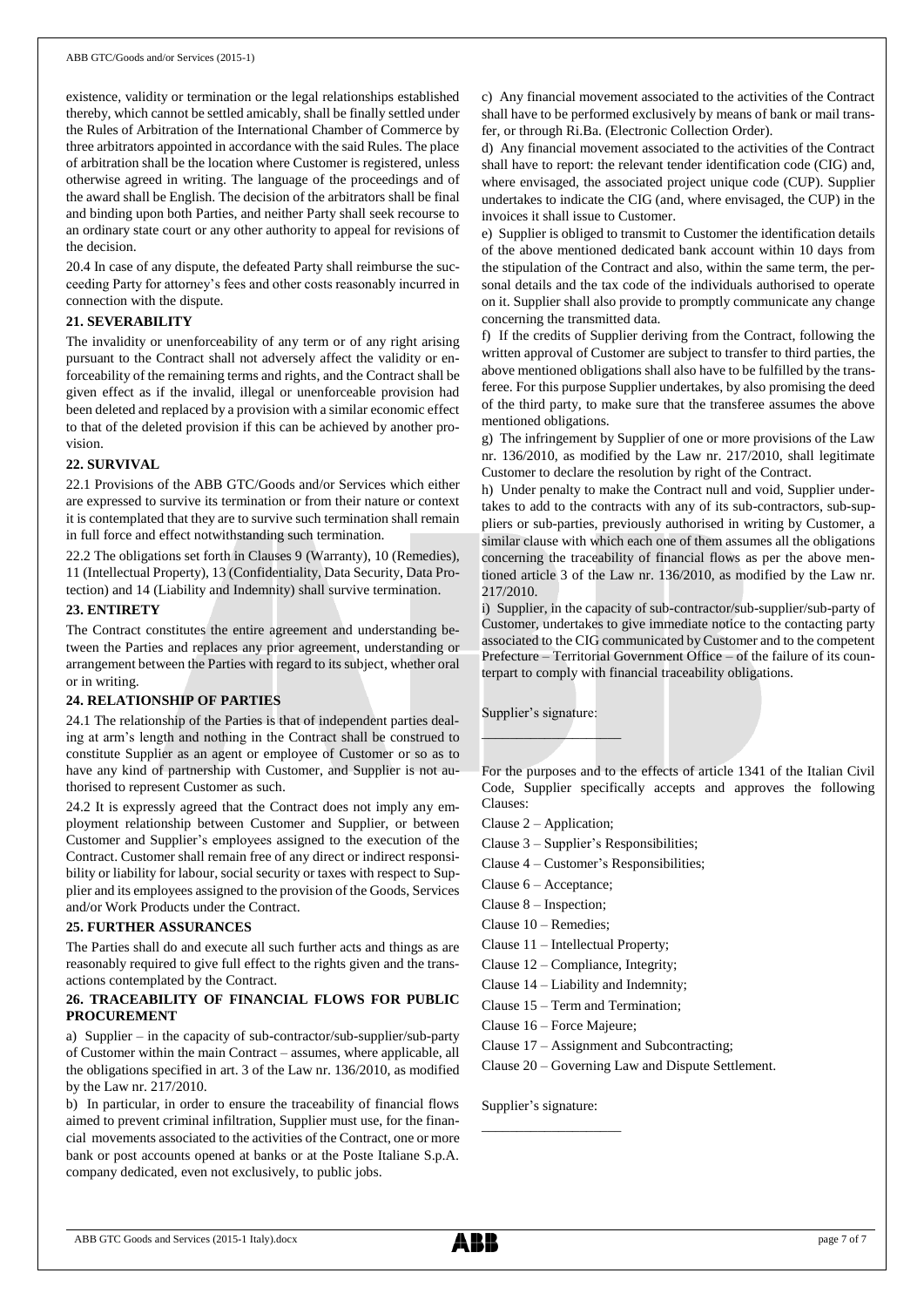existence, validity or termination or the legal relationships established thereby, which cannot be settled amicably, shall be finally settled under the Rules of Arbitration of the International Chamber of Commerce by three arbitrators appointed in accordance with the said Rules. The place of arbitration shall be the location where Customer is registered, unless otherwise agreed in writing. The language of the proceedings and of the award shall be English. The decision of the arbitrators shall be final and binding upon both Parties, and neither Party shall seek recourse to an ordinary state court or any other authority to appeal for revisions of the decision.

20.4 In case of any dispute, the defeated Party shall reimburse the succeeding Party for attorney's fees and other costs reasonably incurred in connection with the dispute.

**21. SEVERABILITY**

The invalidity or unenforceability of any term or of any right arising pursuant to the Contract shall not adversely affect the validity or enforceability of the remaining terms and rights, and the Contract shall be given effect as if the invalid, illegal or unenforceable provision had been deleted and replaced by a provision with a similar economic effect to that of the deleted provision if this can be achieved by another provision.

**22. SURVIVAL**

22.1 Provisions of the ABB GTC/Goods and/or Services which either are expressed to survive its termination or from their nature or context it is contemplated that they are to survive such termination shall remain in full force and effect notwithstanding such termination.

22.2 The obligations set forth in Clauses 9 (Warranty), 10 (Remedies), 11 (Intellectual Property), 13 (Confidentiality, Data Security, Data Protection) and 14 (Liability and Indemnity) shall survive termination.

**23. ENTIRETY**

The Contract constitutes the entire agreement and understanding between the Parties and replaces any prior agreement, understanding or arrangement between the Parties with regard to its subject, whether oral or in writing.

**24. RELATIONSHIP OF PARTIES**

24.1 The relationship of the Parties is that of independent parties dealing at arm's length and nothing in the Contract shall be construed to constitute Supplier as an agent or employee of Customer or so as to have any kind of partnership with Customer, and Supplier is not authorised to represent Customer as such.

24.2 It is expressly agreed that the Contract does not imply any employment relationship between Customer and Supplier, or between Customer and Supplier's employees assigned to the execution of the Contract. Customer shall remain free of any direct or indirect responsibility or liability for labour, social security or taxes with respect to Supplier and its employees assigned to the provision of the Goods, Services and/or Work Products under the Contract.

**25. FURTHER ASSURANCES**

The Parties shall do and execute all such further acts and things as are reasonably required to give full effect to the rights given and the transactions contemplated by the Contract.

**26. TRACEABILITY OF FINANCIAL FLOWS FOR PUBLIC PROCUREMENT**

a) Supplier – in the capacity of sub-contractor/sub-supplier/sub-party of Customer within the main Contract – assumes, where applicable, all the obligations specified in art. 3 of the Law nr. 136/2010, as modified by the Law nr. 217/2010.

b) In particular, in order to ensure the traceability of financial flows aimed to prevent criminal infiltration, Supplier must use, for the financial movements associated to the activities of the Contract, one or more bank or post accounts opened at banks or at the Poste Italiane S.p.A. company dedicated, even not exclusively, to public jobs.

c) Any financial movement associated to the activities of the Contract shall have to be performed exclusively by means of bank or mail transfer, or through Ri.Ba. (Electronic Collection Order).

d) Any financial movement associated to the activities of the Contract shall have to report: the relevant tender identification code (CIG) and, where envisaged, the associated project unique code (CUP). Supplier undertakes to indicate the CIG (and, where envisaged, the CUP) in the invoices it shall issue to Customer.

e) Supplier is obliged to transmit to Customer the identification details of the above mentioned dedicated bank account within 10 days from the stipulation of the Contract and also, within the same term, the personal details and the tax code of the individuals authorised to operate on it. Supplier shall also provide to promptly communicate any change concerning the transmitted data.

f) If the credits of Supplier deriving from the Contract, following the written approval of Customer are subject to transfer to third parties, the above mentioned obligations shall also have to be fulfilled by the transferee. For this purpose Supplier undertakes, by also promising the deed of the third party, to make sure that the transferee assumes the above mentioned obligations.

g) The infringement by Supplier of one or more provisions of the Law nr. 136/2010, as modified by the Law nr. 217/2010, shall legitimate Customer to declare the resolution by right of the Contract.

h) Under penalty to make the Contract null and void, Supplier undertakes to add to the contracts with any of its sub-contractors, sub-suppliers or sub-parties, previously authorised in writing by Customer, a similar clause with which each one of them assumes all the obligations concerning the traceability of financial flows as per the above mentioned article 3 of the Law nr. 136/2010, as modified by the Law nr. 217/2010.

i) Supplier, in the capacity of sub-contractor/sub-supplier/sub-party of Customer, undertakes to give immediate notice to the contacting party associated to the CIG communicated by Customer and to the competent Prefecture – Territorial Government Office – of the failure of its counterpart to comply with financial traceability obligations.

Supplier's signature:

\_\_\_\_\_\_\_\_\_\_\_\_\_\_\_\_\_\_\_\_

For the purposes and to the effects of article 1341 of the Italian Civil Code, Supplier specifically accepts and approves the following Clauses:

Clause 2 – Application;

Clause 3 – Supplier's Responsibilities;

Clause 4 – Customer's Responsibilities;

Clause 6 – Acceptance;

Clause 8 – Inspection;

Clause 10 – Remedies;

Clause 11 – Intellectual Property;

Clause 12 – Compliance, Integrity;

Clause 14 – Liability and Indemnity;

Clause 15 – Term and Termination;

Clause 16 – Force Majeure;

Clause 17 – Assignment and Subcontracting;

Clause 20 – Governing Law and Dispute Settlement.

Supplier's signature:

\_\_\_\_\_\_\_\_\_\_\_\_\_\_\_\_\_\_\_\_